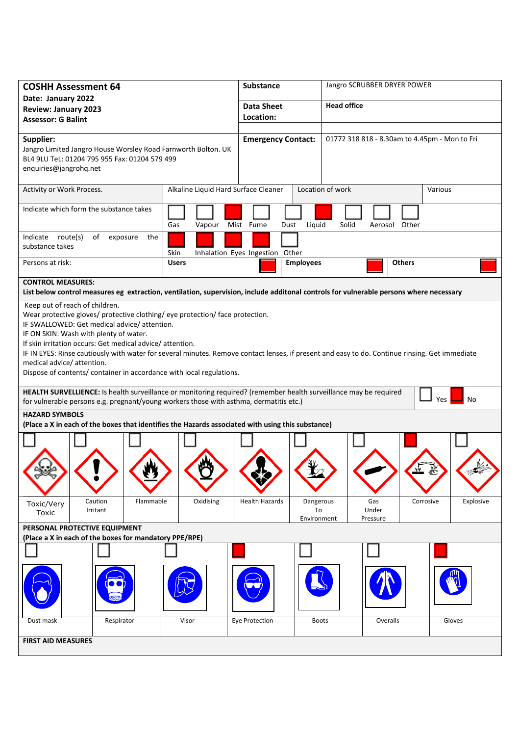| **COSHH Assessment 64**<br>**Date: January 2022**<br>**Review: January 2023**<br>**Assessor: G Balint** | **Substance** | Jangro SCRUBBER DRYER POWER |
|---|---|---|
| | **Data Sheet Location:** | **Head office** |
| **Supplier:**<br>Jangro Limited Jangro House Worsley Road Farnworth Bolton. UK BL4 9LU TeL: 01204 795 955 Fax: 01204 579 499 enquiries@jangrohq.net | **Emergency Contact:** | 01772 318 818 - 8.30am to 4.45pm - Mon to Fri |

| Activity or Work Process. | Alkaline Liquid Hard Surface Cleaner | Location of work | Various |
|---|---|---|---|

**Indicate which form the substance takes:**

- [ ] Gas
- [ ] Vapour
- [x] Mist
- [ ] Fume
- [ ] Dust
- [x] Liquid
- [ ] Solid
- [ ] Aerosol
- [ ] Other

**Indicate route(s) of exposure the substance takes:**

- [x] Skin
- [x] Inhalation
- [x] Eyes
- [x] Ingestion
- [ ] Other

**Persons at risk:**

- [x] Users
- [x] Employees
- [x] Others

**CONTROL MEASURES:**
**List below control measures eg extraction, ventilation, supervision, include additonal controls for vulnerable persons where necessary**

Keep out of reach of children.
Wear protective gloves/ protective clothing/ eye protection/ face protection.
IF SWALLOWED: Get medical advice/ attention.
IF ON SKIN: Wash with plenty of water.
If skin irritation occurs: Get medical advice/ attention.
IF IN EYES: Rinse cautiously with water for several minutes. Remove contact lenses, if present and easy to do. Continue rinsing. Get immediate medical advice/ attention.
Dispose of contents/ container in accordance with local regulations.

**HEALTH SURVELLIENCE:** Is health surveillance or monitoring required? (remember health surveillance may be required for vulnerable persons e.g. pregnant/young workers those with asthma, dermatitis etc.)

- [ ] Yes
- [x] No

**HAZARD SYMBOLS**
**(Place a X in each of the boxes that identifies the Hazards associated with using this substance)**

| Toxic/Very Toxic | Caution Irritant | Flammable | Oxidising | Health Hazards | Dangerous To Environment | Gas Under Pressure | Corrosive | Explosive |
|---|---|---|---|---|---|---|---|---|
| | | | | | | | X | |

**PERSONAL PROTECTIVE EQUIPMENT**
**(Place a X in each of the boxes for mandatory PPE/RPE)**

| Dust mask | Respirator | Visor | Eye Protection | Boots | Overalls | Gloves |
|---|---|---|---|---|---|---|
| | | | X | | | X |

**FIRST AID MEASURES**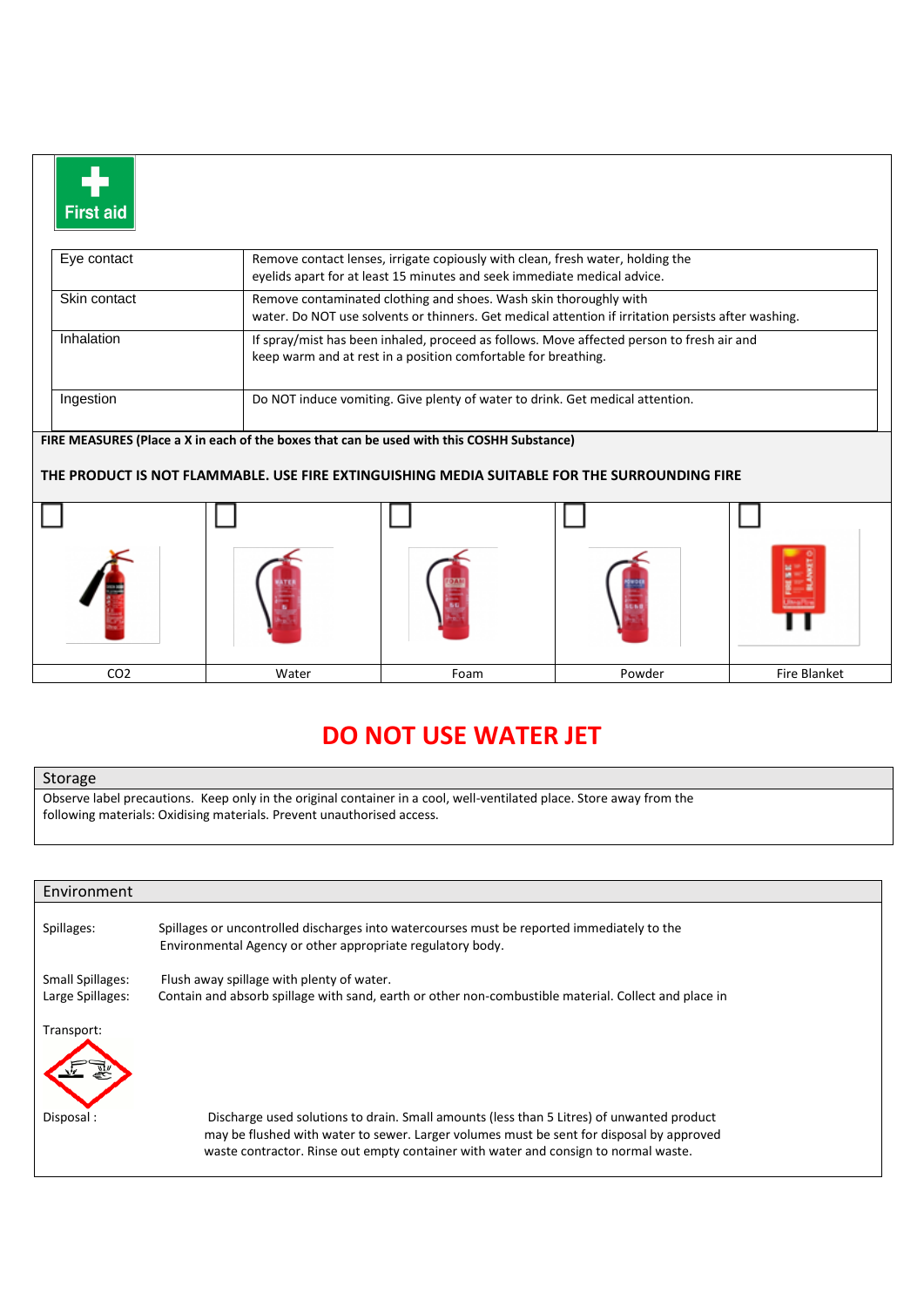First aid

| | |
|---|---|
| Eye contact | Remove contact lenses, irrigate copiously with clean, fresh water, holding the eyelids apart for at least 15 minutes and seek immediate medical advice. |
| Skin contact | Remove contaminated clothing and shoes. Wash skin thoroughly with water. Do NOT use solvents or thinners. Get medical attention if irritation persists after washing. |
| Inhalation | If spray/mist has been inhaled, proceed as follows. Move affected person to fresh air and keep warm and at rest in a position comfortable for breathing. |
| Ingestion | Do NOT induce vomiting. Give plenty of water to drink. Get medical attention. |

**FIRE MEASURES (Place a X in each of the boxes that can be used with this COSHH Substance)**

**THE PRODUCT IS NOT FLAMMABLE. USE FIRE EXTINGUISHING MEDIA SUITABLE FOR THE SURROUNDING FIRE**

| ☐ | ☐ | ☐ | ☐ | ☐ |
|---|---|---|---|---|
| $CO_2$ | Water | Foam | Powder | Fire Blanket |

# DO NOT USE WATER JET

## Storage

Observe label precautions. Keep only in the original container in a cool, well-ventilated place. Store away from the following materials: Oxidising materials. Prevent unauthorised access.

## Environment

Spillages: Spillages or uncontrolled discharges into watercourses must be reported immediately to the Environmental Agency or other appropriate regulatory body.

Small Spillages: Flush away spillage with plenty of water.

Large Spillages: Contain and absorb spillage with sand, earth or other non-combustible material. Collect and place in

Transport:

Disposal : Discharge used solutions to drain. Small amounts (less than 5 Litres) of unwanted product may be flushed with water to sewer. Larger volumes must be sent for disposal by approved waste contractor. Rinse out empty container with water and consign to normal waste.